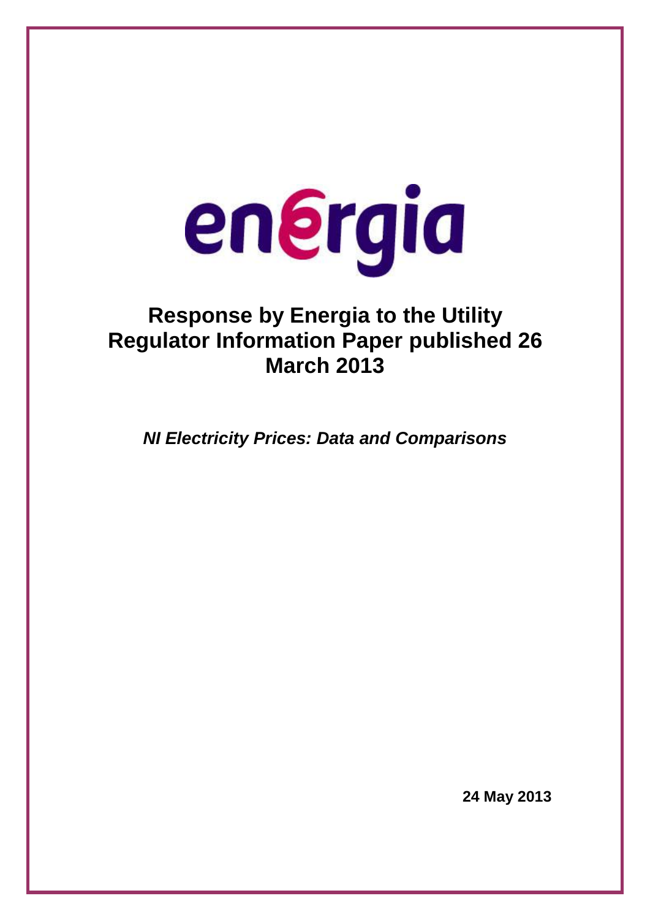energia

# Response by Energia to the Utility Regulator Information Paper published 26 March 2013

***NI Electricity Prices: Data and Comparisons***

**24 May 2013**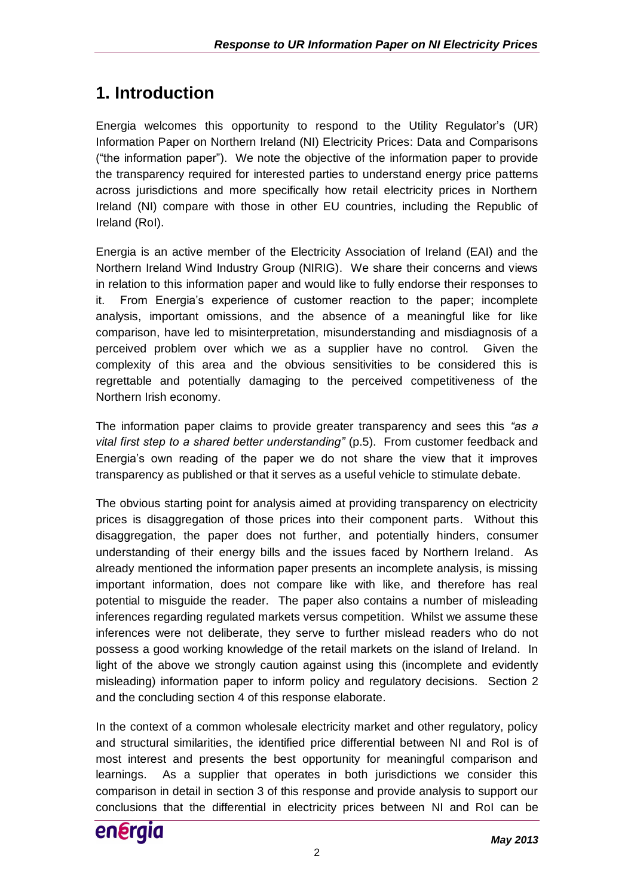# 1. Introduction

Energia welcomes this opportunity to respond to the Utility Regulator's (UR) Information Paper on Northern Ireland (NI) Electricity Prices: Data and Comparisons ("the information paper"). We note the objective of the information paper to provide the transparency required for interested parties to understand energy price patterns across jurisdictions and more specifically how retail electricity prices in Northern Ireland (NI) compare with those in other EU countries, including the Republic of Ireland (RoI).

Energia is an active member of the Electricity Association of Ireland (EAI) and the Northern Ireland Wind Industry Group (NIRIG). We share their concerns and views in relation to this information paper and would like to fully endorse their responses to it. From Energia's experience of customer reaction to the paper; incomplete analysis, important omissions, and the absence of a meaningful like for like comparison, have led to misinterpretation, misunderstanding and misdiagnosis of a perceived problem over which we as a supplier have no control. Given the complexity of this area and the obvious sensitivities to be considered this is regrettable and potentially damaging to the perceived competitiveness of the Northern Irish economy.

The information paper claims to provide greater transparency and sees this *"as a vital first step to a shared better understanding"* (p.5). From customer feedback and Energia's own reading of the paper we do not share the view that it improves transparency as published or that it serves as a useful vehicle to stimulate debate.

The obvious starting point for analysis aimed at providing transparency on electricity prices is disaggregation of those prices into their component parts. Without this disaggregation, the paper does not further, and potentially hinders, consumer understanding of their energy bills and the issues faced by Northern Ireland. As already mentioned the information paper presents an incomplete analysis, is missing important information, does not compare like with like, and therefore has real potential to misguide the reader. The paper also contains a number of misleading inferences regarding regulated markets versus competition. Whilst we assume these inferences were not deliberate, they serve to further mislead readers who do not possess a good working knowledge of the retail markets on the island of Ireland. In light of the above we strongly caution against using this (incomplete and evidently misleading) information paper to inform policy and regulatory decisions. Section 2 and the concluding section 4 of this response elaborate.

In the context of a common wholesale electricity market and other regulatory, policy and structural similarities, the identified price differential between NI and RoI is of most interest and presents the best opportunity for meaningful comparison and learnings. As a supplier that operates in both jurisdictions we consider this comparison in detail in section 3 of this response and provide analysis to support our conclusions that the differential in electricity prices between NI and RoI can be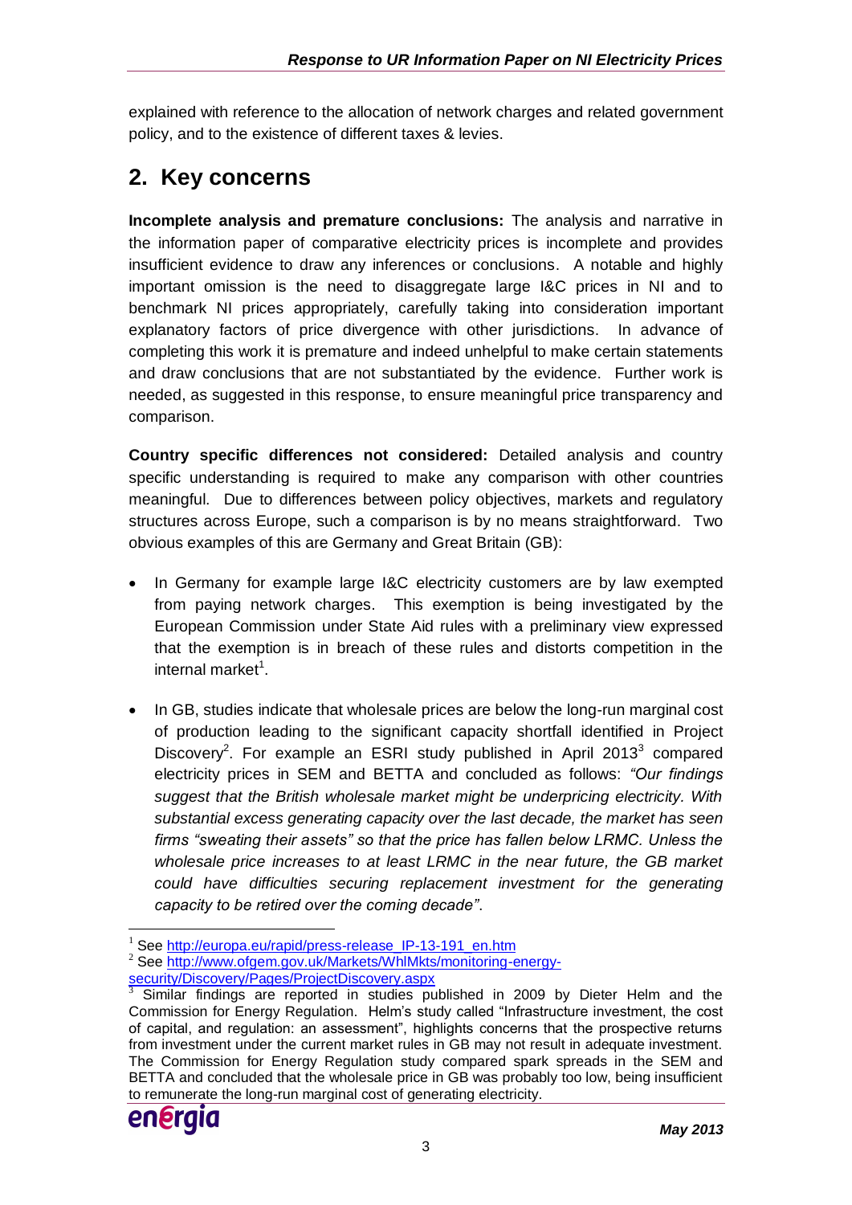explained with reference to the allocation of network charges and related government policy, and to the existence of different taxes & levies.

## 2. Key concerns

**Incomplete analysis and premature conclusions:** The analysis and narrative in the information paper of comparative electricity prices is incomplete and provides insufficient evidence to draw any inferences or conclusions. A notable and highly important omission is the need to disaggregate large I&C prices in NI and to benchmark NI prices appropriately, carefully taking into consideration important explanatory factors of price divergence with other jurisdictions. In advance of completing this work it is premature and indeed unhelpful to make certain statements and draw conclusions that are not substantiated by the evidence. Further work is needed, as suggested in this response, to ensure meaningful price transparency and comparison.

**Country specific differences not considered:** Detailed analysis and country specific understanding is required to make any comparison with other countries meaningful. Due to differences between policy objectives, markets and regulatory structures across Europe, such a comparison is by no means straightforward. Two obvious examples of this are Germany and Great Britain (GB):

- In Germany for example large I&C electricity customers are by law exempted from paying network charges. This exemption is being investigated by the European Commission under State Aid rules with a preliminary view expressed that the exemption is in breach of these rules and distorts competition in the internal market[1].
- In GB, studies indicate that wholesale prices are below the long-run marginal cost of production leading to the significant capacity shortfall identified in Project Discovery[2]. For example an ESRI study published in April 2013[3] compared electricity prices in SEM and BETTA and concluded as follows: *"Our findings suggest that the British wholesale market might be underpricing electricity. With substantial excess generating capacity over the last decade, the market has seen firms "sweating their assets" so that the price has fallen below LRMC. Unless the wholesale price increases to at least LRMC in the near future, the GB market could have difficulties securing replacement investment for the generating capacity to be retired over the coming decade"*.

---

[1] See http://europa.eu/rapid/press-release_IP-13-191_en.htm

[2] See http://www.ofgem.gov.uk/Markets/WhlMkts/monitoring-energy-security/Discovery/Pages/ProjectDiscovery.aspx

[3] Similar findings are reported in studies published in 2009 by Dieter Helm and the Commission for Energy Regulation. Helm's study called "Infrastructure investment, the cost of capital, and regulation: an assessment", highlights concerns that the prospective returns from investment under the current market rules in GB may not result in adequate investment. The Commission for Energy Regulation study compared spark spreads in the SEM and BETTA and concluded that the wholesale price in GB was probably too low, being insufficient to remunerate the long-run marginal cost of generating electricity.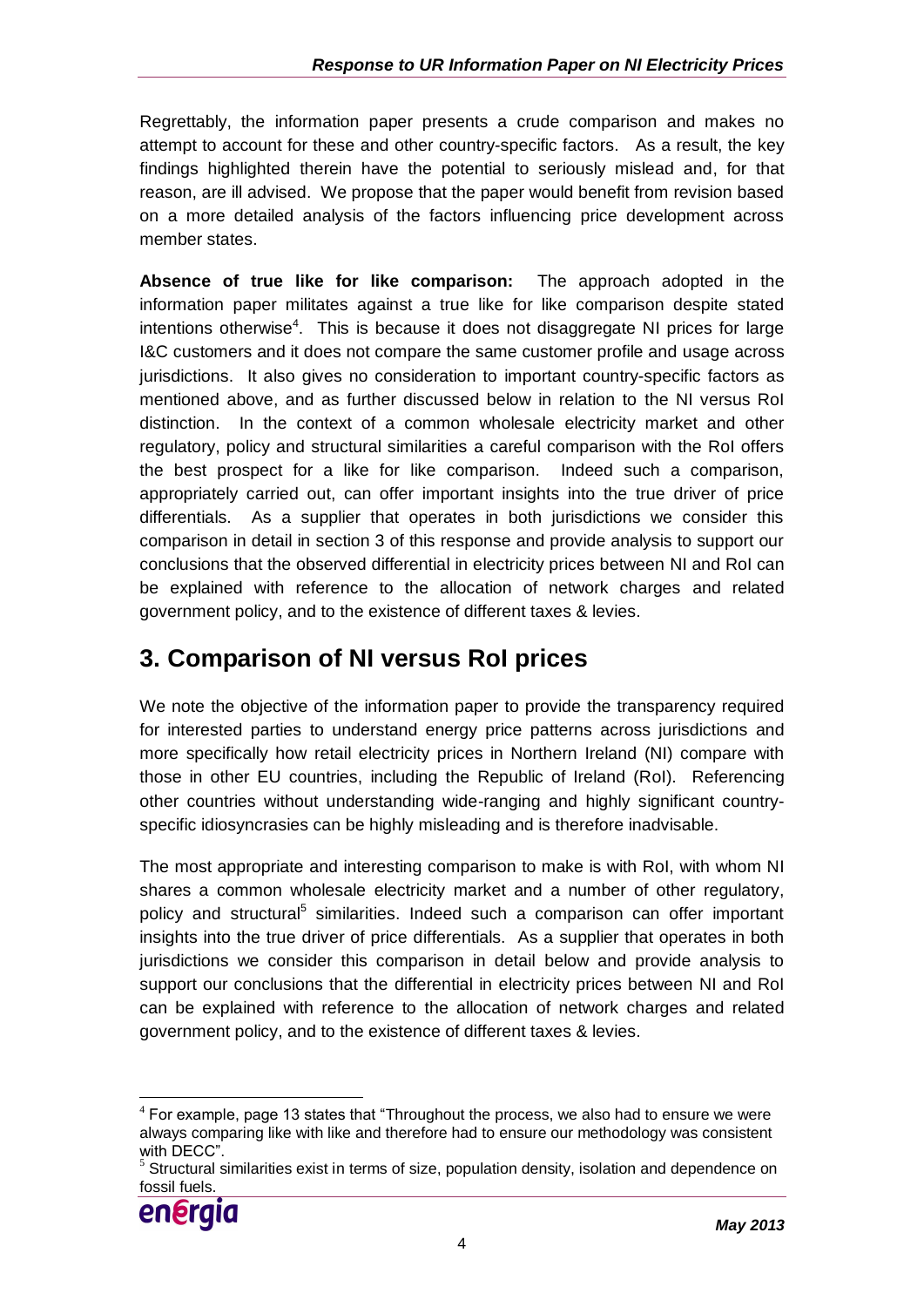Regrettably, the information paper presents a crude comparison and makes no attempt to account for these and other country-specific factors. As a result, the key findings highlighted therein have the potential to seriously mislead and, for that reason, are ill advised. We propose that the paper would benefit from revision based on a more detailed analysis of the factors influencing price development across member states.

**Absence of true like for like comparison:** The approach adopted in the information paper militates against a true like for like comparison despite stated intentions otherwise[4]. This is because it does not disaggregate NI prices for large I&C customers and it does not compare the same customer profile and usage across jurisdictions. It also gives no consideration to important country-specific factors as mentioned above, and as further discussed below in relation to the NI versus RoI distinction. In the context of a common wholesale electricity market and other regulatory, policy and structural similarities a careful comparison with the RoI offers the best prospect for a like for like comparison. Indeed such a comparison, appropriately carried out, can offer important insights into the true driver of price differentials. As a supplier that operates in both jurisdictions we consider this comparison in detail in section 3 of this response and provide analysis to support our conclusions that the observed differential in electricity prices between NI and RoI can be explained with reference to the allocation of network charges and related government policy, and to the existence of different taxes & levies.

# 3. Comparison of NI versus RoI prices

We note the objective of the information paper to provide the transparency required for interested parties to understand energy price patterns across jurisdictions and more specifically how retail electricity prices in Northern Ireland (NI) compare with those in other EU countries, including the Republic of Ireland (RoI). Referencing other countries without understanding wide-ranging and highly significant country-specific idiosyncrasies can be highly misleading and is therefore inadvisable.

The most appropriate and interesting comparison to make is with RoI, with whom NI shares a common wholesale electricity market and a number of other regulatory, policy and structural[5] similarities. Indeed such a comparison can offer important insights into the true driver of price differentials. As a supplier that operates in both jurisdictions we consider this comparison in detail below and provide analysis to support our conclusions that the differential in electricity prices between NI and RoI can be explained with reference to the allocation of network charges and related government policy, and to the existence of different taxes & levies.

[4] For example, page 13 states that "Throughout the process, we also had to ensure we were always comparing like with like and therefore had to ensure our methodology was consistent with DECC".

[5] Structural similarities exist in terms of size, population density, isolation and dependence on fossil fuels.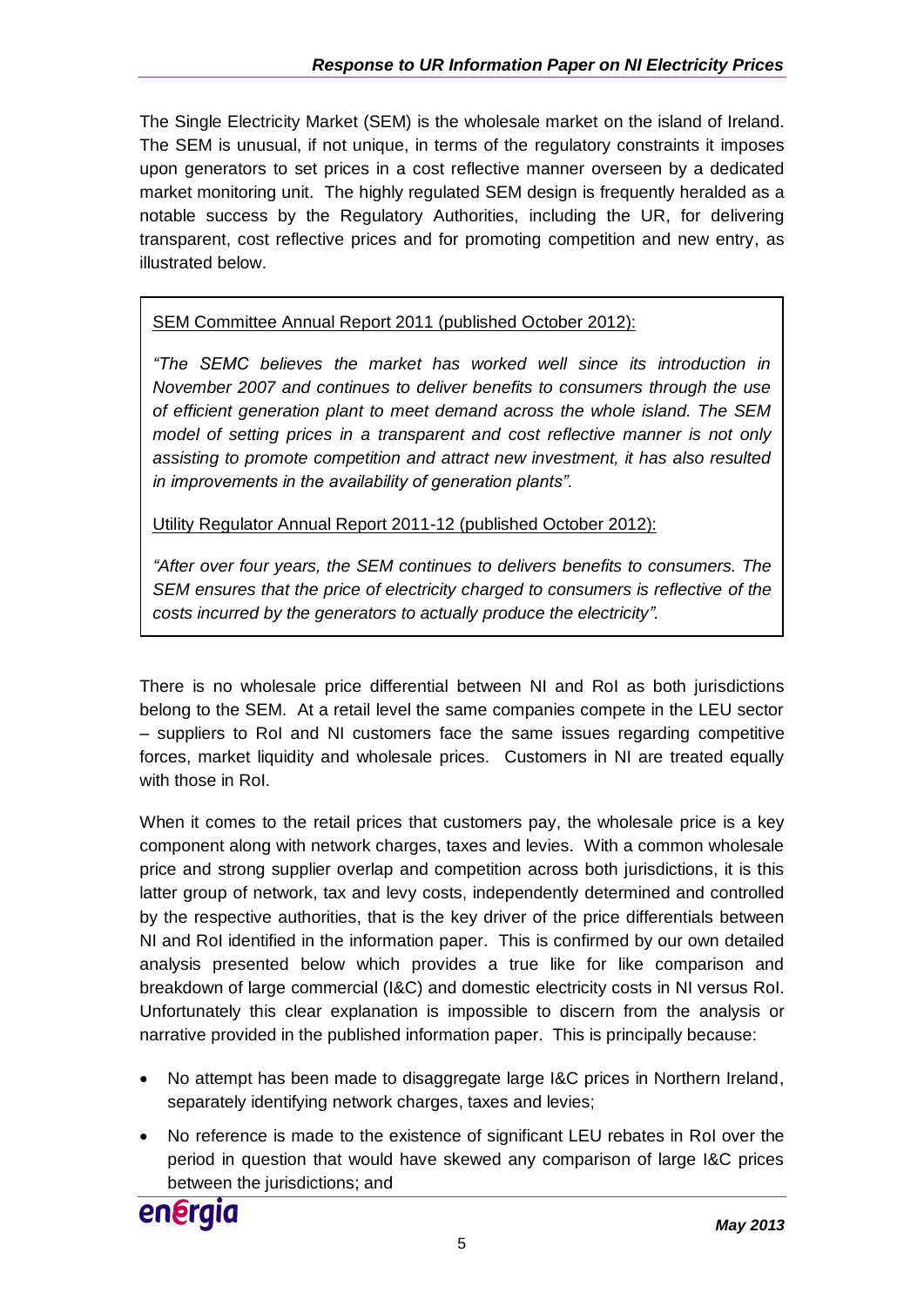The Single Electricity Market (SEM) is the wholesale market on the island of Ireland. The SEM is unusual, if not unique, in terms of the regulatory constraints it imposes upon generators to set prices in a cost reflective manner overseen by a dedicated market monitoring unit. The highly regulated SEM design is frequently heralded as a notable success by the Regulatory Authorities, including the UR, for delivering transparent, cost reflective prices and for promoting competition and new entry, as illustrated below.

> <u>SEM Committee Annual Report 2011 (published October 2012):</u>
>
> *"The SEMC believes the market has worked well since its introduction in November 2007 and continues to deliver benefits to consumers through the use of efficient generation plant to meet demand across the whole island. The SEM model of setting prices in a transparent and cost reflective manner is not only assisting to promote competition and attract new investment, it has also resulted in improvements in the availability of generation plants".*
>
> <u>Utility Regulator Annual Report 2011-12 (published October 2012):</u>
>
> *"After over four years, the SEM continues to delivers benefits to consumers. The SEM ensures that the price of electricity charged to consumers is reflective of the costs incurred by the generators to actually produce the electricity".*

There is no wholesale price differential between NI and RoI as both jurisdictions belong to the SEM. At a retail level the same companies compete in the LEU sector – suppliers to RoI and NI customers face the same issues regarding competitive forces, market liquidity and wholesale prices. Customers in NI are treated equally with those in RoI.

When it comes to the retail prices that customers pay, the wholesale price is a key component along with network charges, taxes and levies. With a common wholesale price and strong supplier overlap and competition across both jurisdictions, it is this latter group of network, tax and levy costs, independently determined and controlled by the respective authorities, that is the key driver of the price differentials between NI and RoI identified in the information paper. This is confirmed by our own detailed analysis presented below which provides a true like for like comparison and breakdown of large commercial (I&C) and domestic electricity costs in NI versus RoI. Unfortunately this clear explanation is impossible to discern from the analysis or narrative provided in the published information paper. This is principally because:

- No attempt has been made to disaggregate large I&C prices in Northern Ireland, separately identifying network charges, taxes and levies;
- No reference is made to the existence of significant LEU rebates in RoI over the period in question that would have skewed any comparison of large I&C prices between the jurisdictions; and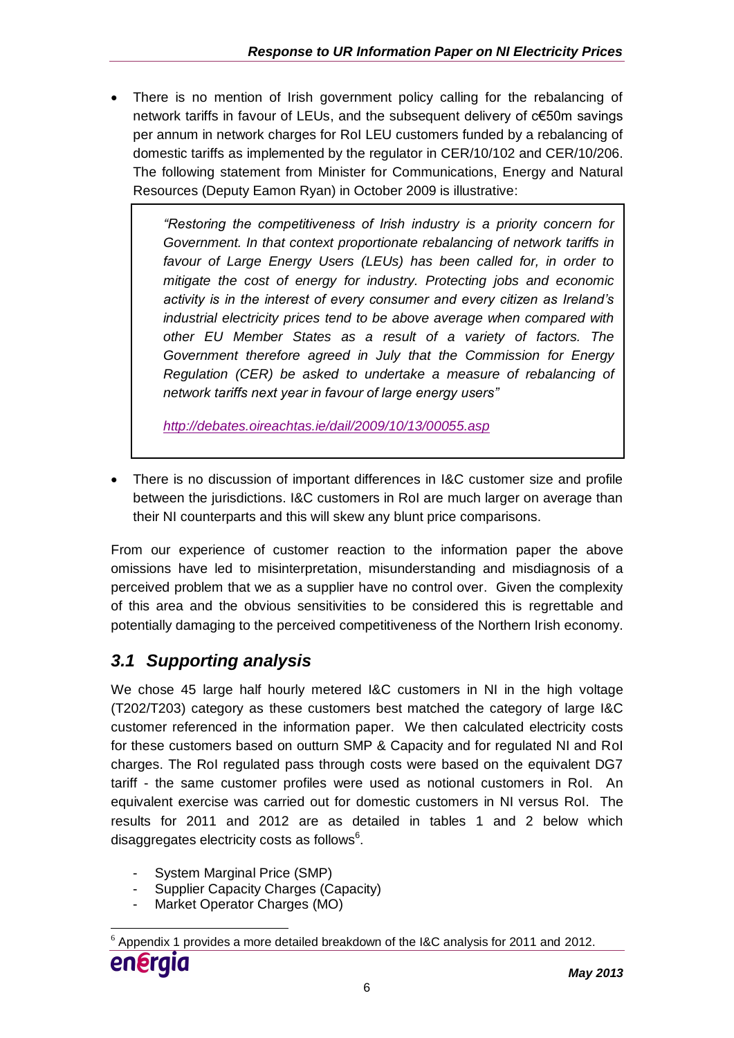- There is no mention of Irish government policy calling for the rebalancing of network tariffs in favour of LEUs, and the subsequent delivery of c€50m savings per annum in network charges for RoI LEU customers funded by a rebalancing of domestic tariffs as implemented by the regulator in CER/10/102 and CER/10/206. The following statement from Minister for Communications, Energy and Natural Resources (Deputy Eamon Ryan) in October 2009 is illustrative:

> *"Restoring the competitiveness of Irish industry is a priority concern for Government. In that context proportionate rebalancing of network tariffs in favour of Large Energy Users (LEUs) has been called for, in order to mitigate the cost of energy for industry. Protecting jobs and economic activity is in the interest of every consumer and every citizen as Ireland's industrial electricity prices tend to be above average when compared with other EU Member States as a result of a variety of factors. The Government therefore agreed in July that the Commission for Energy Regulation (CER) be asked to undertake a measure of rebalancing of network tariffs next year in favour of large energy users"*
>
> *http://debates.oireachtas.ie/dail/2009/10/13/00055.asp*

- There is no discussion of important differences in I&C customer size and profile between the jurisdictions. I&C customers in RoI are much larger on average than their NI counterparts and this will skew any blunt price comparisons.

From our experience of customer reaction to the information paper the above omissions have led to misinterpretation, misunderstanding and misdiagnosis of a perceived problem that we as a supplier have no control over. Given the complexity of this area and the obvious sensitivities to be considered this is regrettable and potentially damaging to the perceived competitiveness of the Northern Irish economy.

## *3.1 Supporting analysis*

We chose 45 large half hourly metered I&C customers in NI in the high voltage (T202/T203) category as these customers best matched the category of large I&C customer referenced in the information paper. We then calculated electricity costs for these customers based on outturn SMP & Capacity and for regulated NI and RoI charges. The RoI regulated pass through costs were based on the equivalent DG7 tariff - the same customer profiles were used as notional customers in RoI. An equivalent exercise was carried out for domestic customers in NI versus RoI. The results for 2011 and 2012 are as detailed in tables 1 and 2 below which disaggregates electricity costs as follows[6].

- System Marginal Price (SMP)
- Supplier Capacity Charges (Capacity)
- Market Operator Charges (MO)

[6] Appendix 1 provides a more detailed breakdown of the I&C analysis for 2011 and 2012.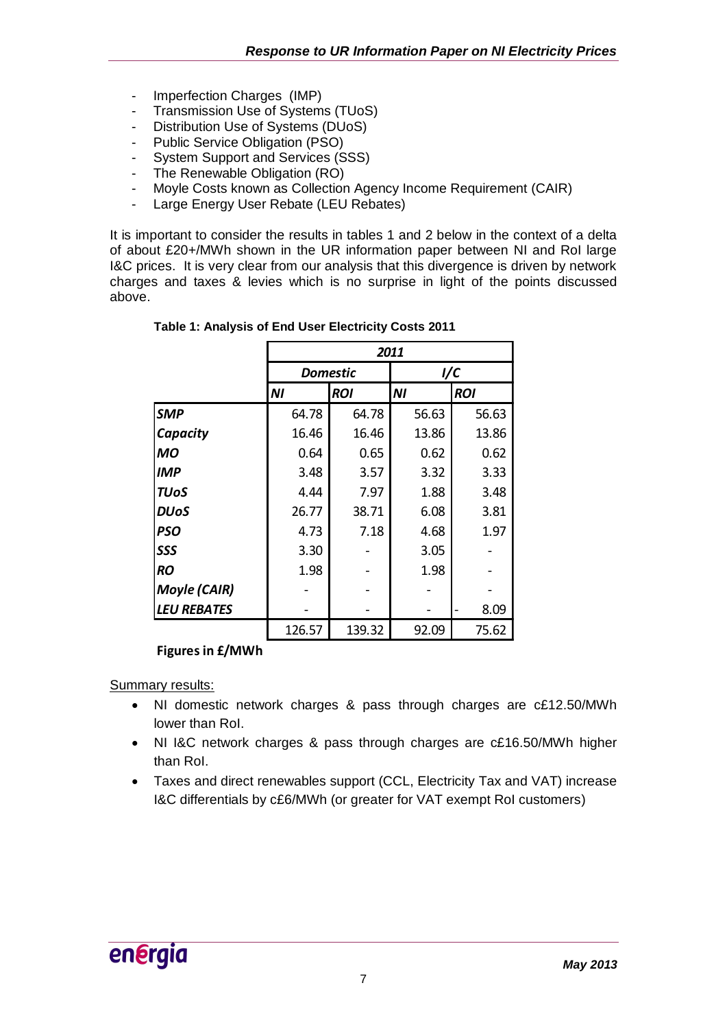- Imperfection Charges (IMP)
- Transmission Use of Systems (TUoS)
- Distribution Use of Systems (DUoS)
- Public Service Obligation (PSO)
- System Support and Services (SSS)
- The Renewable Obligation (RO)
- Moyle Costs known as Collection Agency Income Requirement (CAIR)
- Large Energy User Rebate (LEU Rebates)

It is important to consider the results in tables 1 and 2 below in the context of a delta of about £20+/MWh shown in the UR information paper between NI and RoI large I&C prices. It is very clear from our analysis that this divergence is driven by network charges and taxes & levies which is no surprise in light of the points discussed above.

**Table 1: Analysis of End User Electricity Costs 2011**

| | *2011* | | | |
|---|---|---|---|---|
| | *Domestic* | | *I/C* | |
| | *NI* | *ROI* | *NI* | *ROI* |
| ***SMP*** | 64.78 | 64.78 | 56.63 | 56.63 |
| ***Capacity*** | 16.46 | 16.46 | 13.86 | 13.86 |
| ***MO*** | 0.64 | 0.65 | 0.62 | 0.62 |
| ***IMP*** | 3.48 | 3.57 | 3.32 | 3.33 |
| ***TUoS*** | 4.44 | 7.97 | 1.88 | 3.48 |
| ***DUoS*** | 26.77 | 38.71 | 6.08 | 3.81 |
| ***PSO*** | 4.73 | 7.18 | 4.68 | 1.97 |
| ***SSS*** | 3.30 | - | 3.05 | - |
| ***RO*** | 1.98 | - | 1.98 | - |
| ***Moyle (CAIR)*** | - | - | - | - |
| ***LEU REBATES*** | - | - | - | - 8.09 |
| | 126.57 | 139.32 | 92.09 | 75.62 |

**Figures in £/MWh**

Summary results:

- NI domestic network charges & pass through charges are c£12.50/MWh lower than RoI.
- NI I&C network charges & pass through charges are c£16.50/MWh higher than RoI.
- Taxes and direct renewables support (CCL, Electricity Tax and VAT) increase I&C differentials by c£6/MWh (or greater for VAT exempt RoI customers)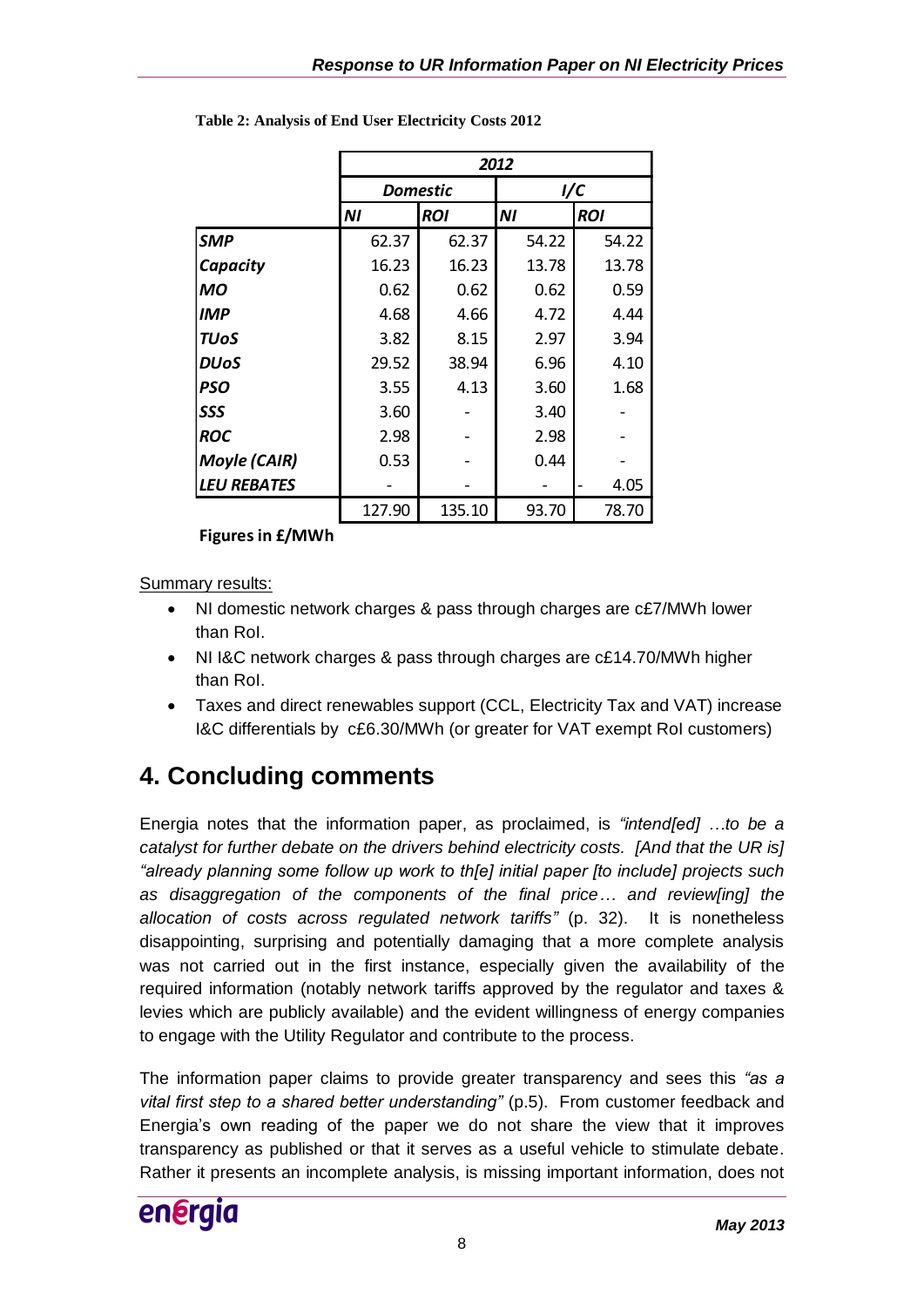**Table 2: Analysis of End User Electricity Costs 2012**

| | 2012 | | | |
|---|---|---|---|---|
| | **Domestic** | | **I/C** | |
| | **NI** | **ROI** | **NI** | **ROI** |
| **SMP** | 62.37 | 62.37 | 54.22 | 54.22 |
| **Capacity** | 16.23 | 16.23 | 13.78 | 13.78 |
| **MO** | 0.62 | 0.62 | 0.62 | 0.59 |
| **IMP** | 4.68 | 4.66 | 4.72 | 4.44 |
| **TUoS** | 3.82 | 8.15 | 2.97 | 3.94 |
| **DUoS** | 29.52 | 38.94 | 6.96 | 4.10 |
| **PSO** | 3.55 | 4.13 | 3.60 | 1.68 |
| **SSS** | 3.60 | - | 3.40 | - |
| **ROC** | 2.98 | - | 2.98 | - |
| **Moyle (CAIR)** | 0.53 | - | 0.44 | - |
| **LEU REBATES** | - | - | - | - 4.05 |
| | 127.90 | 135.10 | 93.70 | 78.70 |

**Figures in £/MWh**

Summary results:

- NI domestic network charges & pass through charges are c£7/MWh lower than RoI.
- NI I&C network charges & pass through charges are c£14.70/MWh higher than RoI.
- Taxes and direct renewables support (CCL, Electricity Tax and VAT) increase I&C differentials by c£6.30/MWh (or greater for VAT exempt RoI customers)

# 4. Concluding comments

Energia notes that the information paper, as proclaimed, is *"intend[ed] …to be a catalyst for further debate on the drivers behind electricity costs. [And that the UR is] "already planning some follow up work to th[e] initial paper [to include] projects such as disaggregation of the components of the final price… and review[ing] the allocation of costs across regulated network tariffs"* (p. 32). It is nonetheless disappointing, surprising and potentially damaging that a more complete analysis was not carried out in the first instance, especially given the availability of the required information (notably network tariffs approved by the regulator and taxes & levies which are publicly available) and the evident willingness of energy companies to engage with the Utility Regulator and contribute to the process.

The information paper claims to provide greater transparency and sees this *"as a vital first step to a shared better understanding"* (p.5). From customer feedback and Energia's own reading of the paper we do not share the view that it improves transparency as published or that it serves as a useful vehicle to stimulate debate. Rather it presents an incomplete analysis, is missing important information, does not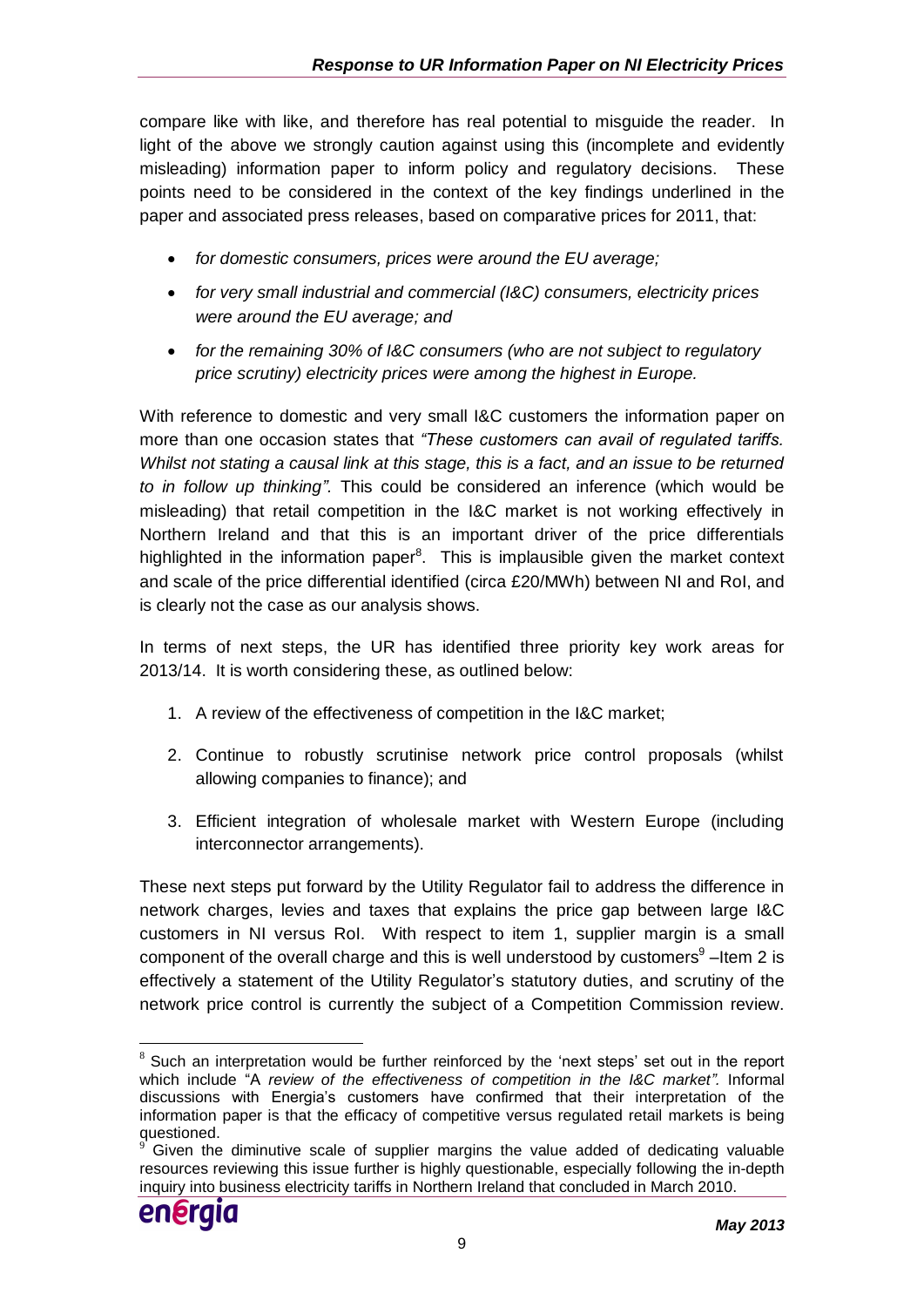compare like with like, and therefore has real potential to misguide the reader. In light of the above we strongly caution against using this (incomplete and evidently misleading) information paper to inform policy and regulatory decisions. These points need to be considered in the context of the key findings underlined in the paper and associated press releases, based on comparative prices for 2011, that:

- *for domestic consumers, prices were around the EU average;*
- *for very small industrial and commercial (I&C) consumers, electricity prices were around the EU average; and*
- *for the remaining 30% of I&C consumers (who are not subject to regulatory price scrutiny) electricity prices were among the highest in Europe.*

With reference to domestic and very small I&C customers the information paper on more than one occasion states that *"These customers can avail of regulated tariffs. Whilst not stating a causal link at this stage, this is a fact, and an issue to be returned to in follow up thinking".* This could be considered an inference (which would be misleading) that retail competition in the I&C market is not working effectively in Northern Ireland and that this is an important driver of the price differentials highlighted in the information paper[8]. This is implausible given the market context and scale of the price differential identified (circa £20/MWh) between NI and RoI, and is clearly not the case as our analysis shows.

In terms of next steps, the UR has identified three priority key work areas for 2013/14. It is worth considering these, as outlined below:

1. A review of the effectiveness of competition in the I&C market;
2. Continue to robustly scrutinise network price control proposals (whilst allowing companies to finance); and
3. Efficient integration of wholesale market with Western Europe (including interconnector arrangements).

These next steps put forward by the Utility Regulator fail to address the difference in network charges, levies and taxes that explains the price gap between large I&C customers in NI versus RoI. With respect to item 1, supplier margin is a small component of the overall charge and this is well understood by customers[9] –Item 2 is effectively a statement of the Utility Regulator's statutory duties, and scrutiny of the network price control is currently the subject of a Competition Commission review.

---

[8] Such an interpretation would be further reinforced by the 'next steps' set out in the report which include "A *review of the effectiveness of competition in the I&C market".* Informal discussions with Energia's customers have confirmed that their interpretation of the information paper is that the efficacy of competitive versus regulated retail markets is being questioned.

[9] Given the diminutive scale of supplier margins the value added of dedicating valuable resources reviewing this issue further is highly questionable, especially following the in-depth inquiry into business electricity tariffs in Northern Ireland that concluded in March 2010.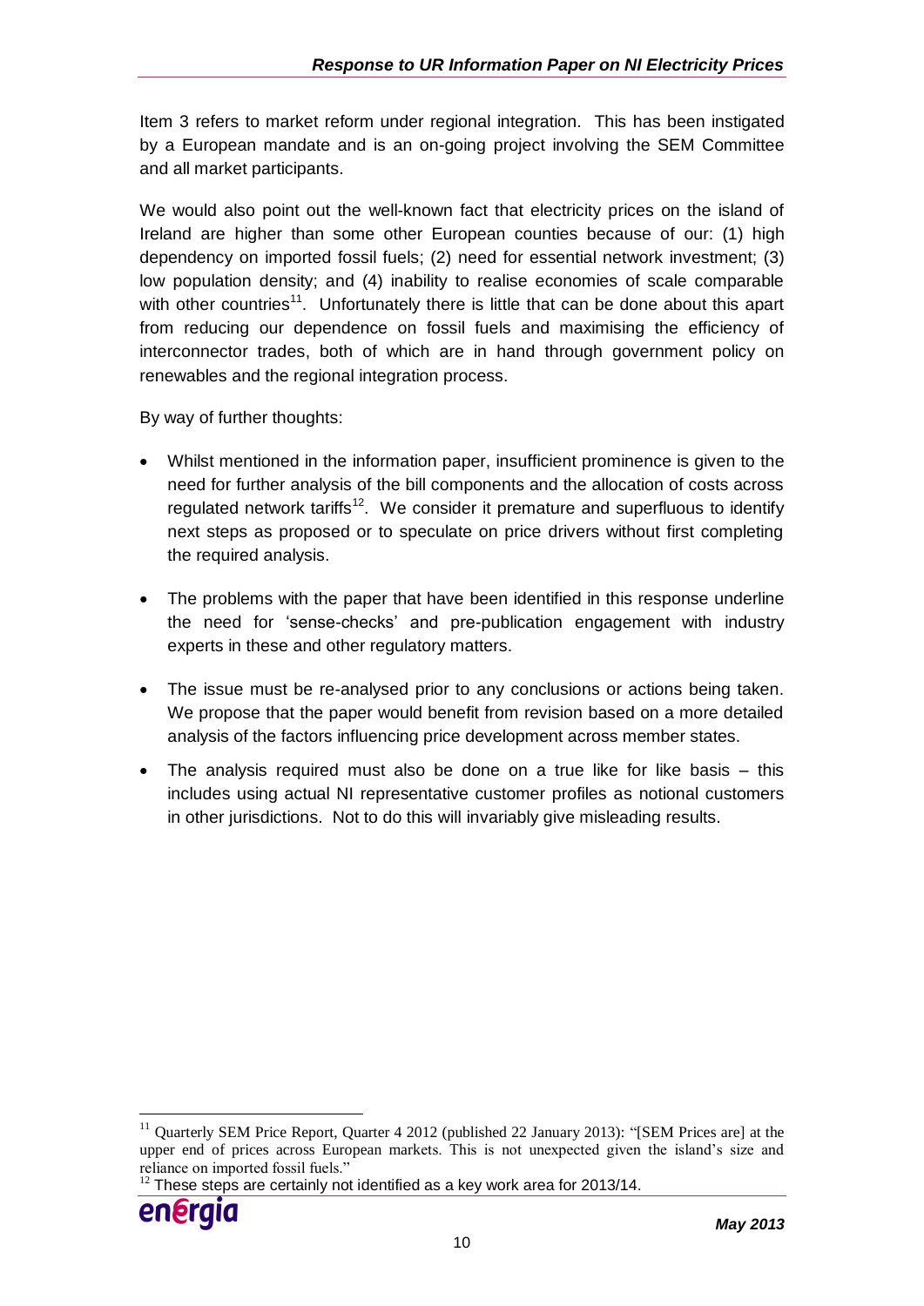Item 3 refers to market reform under regional integration. This has been instigated by a European mandate and is an on-going project involving the SEM Committee and all market participants.

We would also point out the well-known fact that electricity prices on the island of Ireland are higher than some other European counties because of our: (1) high dependency on imported fossil fuels; (2) need for essential network investment; (3) low population density; and (4) inability to realise economies of scale comparable with other countries[11]. Unfortunately there is little that can be done about this apart from reducing our dependence on fossil fuels and maximising the efficiency of interconnector trades, both of which are in hand through government policy on renewables and the regional integration process.

By way of further thoughts:

- Whilst mentioned in the information paper, insufficient prominence is given to the need for further analysis of the bill components and the allocation of costs across regulated network tariffs[12]. We consider it premature and superfluous to identify next steps as proposed or to speculate on price drivers without first completing the required analysis.
- The problems with the paper that have been identified in this response underline the need for 'sense-checks' and pre-publication engagement with industry experts in these and other regulatory matters.
- The issue must be re-analysed prior to any conclusions or actions being taken. We propose that the paper would benefit from revision based on a more detailed analysis of the factors influencing price development across member states.
- The analysis required must also be done on a true like for like basis – this includes using actual NI representative customer profiles as notional customers in other jurisdictions. Not to do this will invariably give misleading results.

[11] Quarterly SEM Price Report, Quarter 4 2012 (published 22 January 2013): "[SEM Prices are] at the upper end of prices across European markets. This is not unexpected given the island's size and reliance on imported fossil fuels."

[12] These steps are certainly not identified as a key work area for 2013/14.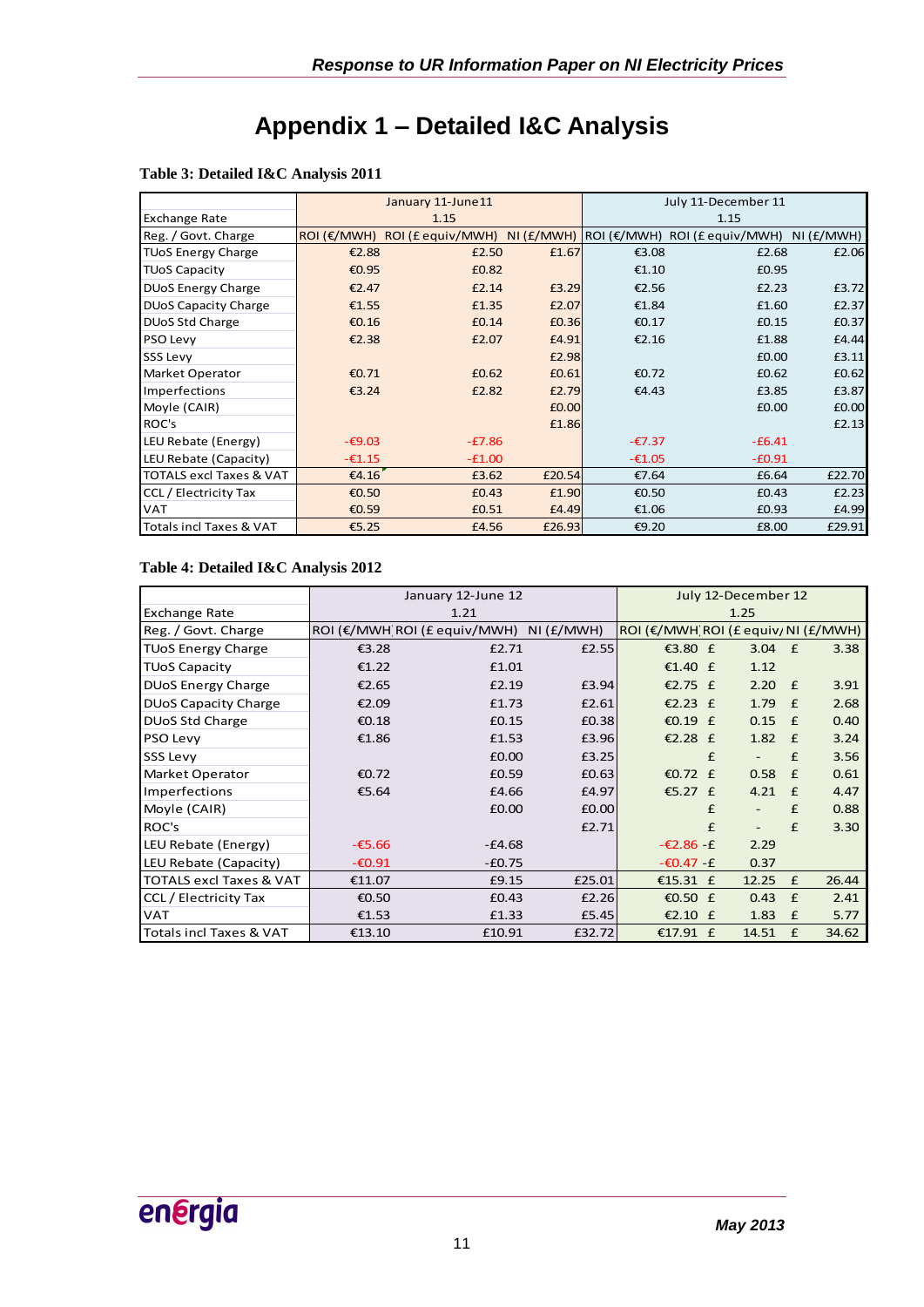# Appendix 1 – Detailed I&C Analysis

**Table 3: Detailed I&C Analysis 2011**

| | January 11-June11 | | | July 11-December 11 | | |
|---|---|---|---|---|---|---|
| Exchange Rate | 1.15 | | | 1.15 | | |
| Reg. / Govt. Charge | ROI (€/MWH) | ROI (£ equiv/MWH) | NI (£/MWH) | ROI (€/MWH) | ROI (£ equiv/MWH) | NI (£/MWH) |
| TUoS Energy Charge | €2.88 | £2.50 | £1.67 | €3.08 | £2.68 | £2.06 |
| TUoS Capacity | €0.95 | £0.82 | | €1.10 | £0.95 | |
| DUoS Energy Charge | €2.47 | £2.14 | £3.29 | €2.56 | £2.23 | £3.72 |
| DUoS Capacity Charge | €1.55 | £1.35 | £2.07 | €1.84 | £1.60 | £2.37 |
| DUoS Std Charge | €0.16 | £0.14 | £0.36 | €0.17 | £0.15 | £0.37 |
| PSO Levy | €2.38 | £2.07 | £4.91 | €2.16 | £1.88 | £4.44 |
| SSS Levy | | | £2.98 | | £0.00 | £3.11 |
| Market Operator | €0.71 | £0.62 | £0.61 | €0.72 | £0.62 | £0.62 |
| Imperfections | €3.24 | £2.82 | £2.79 | €4.43 | £3.85 | £3.87 |
| Moyle (CAIR) | | | £0.00 | | £0.00 | £0.00 |
| ROC's | | | £1.86 | | | £2.13 |
| LEU Rebate (Energy) | -€9.03 | -£7.86 | | -€7.37 | -£6.41 | |
| LEU Rebate (Capacity) | -€1.15 | -£1.00 | | -€1.05 | -£0.91 | |
| TOTALS excl Taxes & VAT | €4.16 | £3.62 | £20.54 | €7.64 | £6.64 | £22.70 |
| CCL / Electricity Tax | €0.50 | £0.43 | £1.90 | €0.50 | £0.43 | £2.23 |
| VAT | €0.59 | £0.51 | £4.49 | €1.06 | £0.93 | £4.99 |
| Totals incl Taxes & VAT | €5.25 | £4.56 | £26.93 | €9.20 | £8.00 | £29.91 |

**Table 4: Detailed I&C Analysis 2012**

| | January 12-June 12 | | | July 12-December 12 | | |
|---|---|---|---|---|---|---|
| Exchange Rate | 1.21 | | | 1.25 | | |
| Reg. / Govt. Charge | ROI (€/MWH | ROI (£ equiv/MWH) | NI (£/MWH) | ROI (€/MWH | ROI (£ equiv/ | NI (£/MWH) |
| TUoS Energy Charge | €3.28 | £2.71 | £2.55 | €3.80 | £ 3.04 | £ 3.38 |
| TUoS Capacity | €1.22 | £1.01 | | €1.40 | £ 1.12 | |
| DUoS Energy Charge | €2.65 | £2.19 | £3.94 | €2.75 | £ 2.20 | £ 3.91 |
| DUoS Capacity Charge | €2.09 | £1.73 | £2.61 | €2.23 | £ 1.79 | £ 2.68 |
| DUoS Std Charge | €0.18 | £0.15 | £0.38 | €0.19 | £ 0.15 | £ 0.40 |
| PSO Levy | €1.86 | £1.53 | £3.96 | €2.28 | £ 1.82 | £ 3.24 |
| SSS Levy | | £0.00 | £3.25 | | £ - | £ 3.56 |
| Market Operator | €0.72 | £0.59 | £0.63 | €0.72 | £ 0.58 | £ 0.61 |
| Imperfections | €5.64 | £4.66 | £4.97 | €5.27 | £ 4.21 | £ 4.47 |
| Moyle (CAIR) | | £0.00 | £0.00 | | £ - | £ 0.88 |
| ROC's | | | £2.71 | | £ - | £ 3.30 |
| LEU Rebate (Energy) | -€5.66 | -£4.68 | | -€2.86 | -£ 2.29 | |
| LEU Rebate (Capacity) | -€0.91 | -£0.75 | | -€0.47 | -£ 0.37 | |
| TOTALS excl Taxes & VAT | €11.07 | £9.15 | £25.01 | €15.31 | £ 12.25 | £ 26.44 |
| CCL / Electricity Tax | €0.50 | £0.43 | £2.26 | €0.50 | £ 0.43 | £ 2.41 |
| VAT | €1.53 | £1.33 | £5.45 | €2.10 | £ 1.83 | £ 5.77 |
| Totals incl Taxes & VAT | €13.10 | £10.91 | £32.72 | €17.91 | £ 14.51 | £ 34.62 |